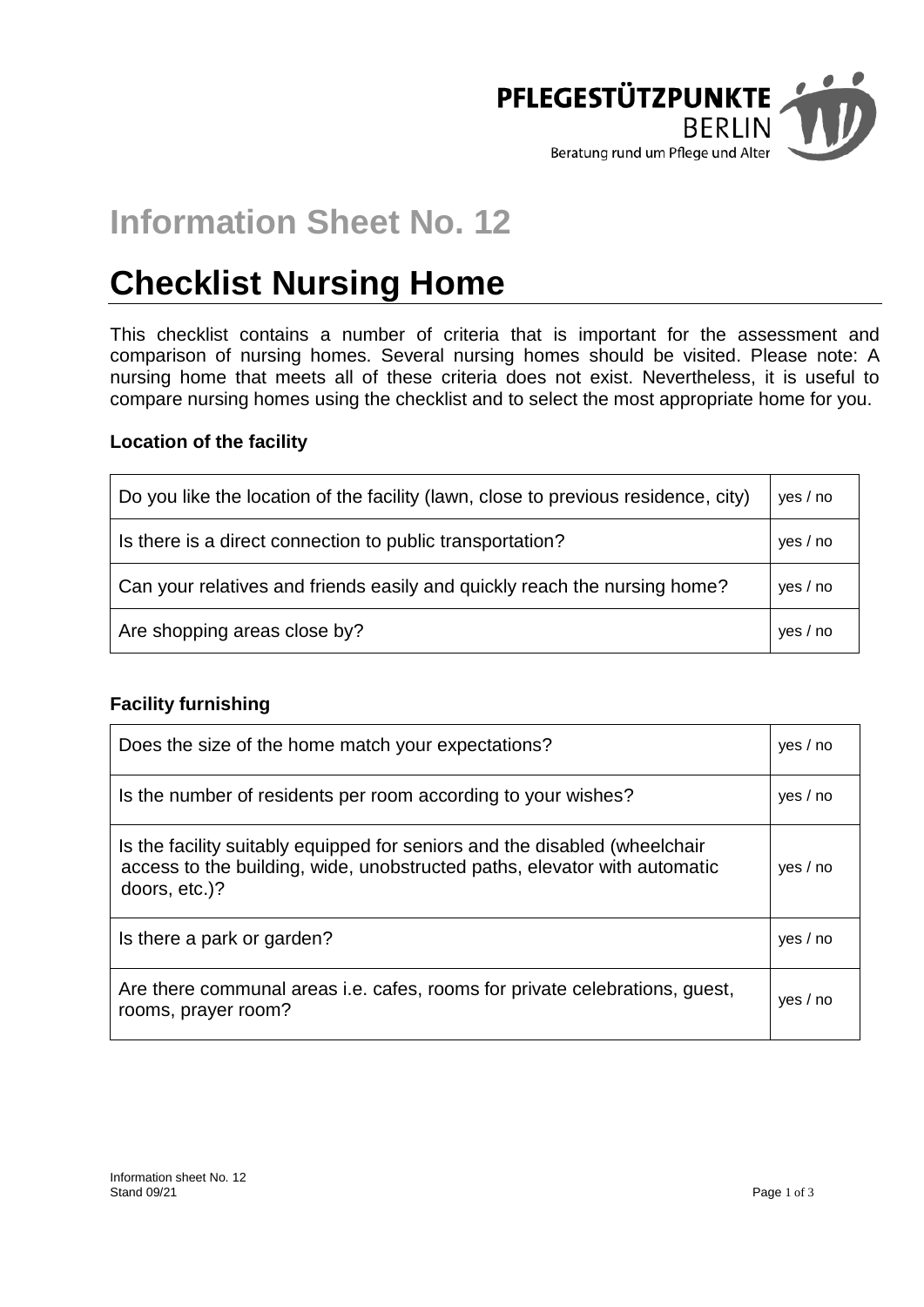PFLEGESTÜTZPUNKTE BERLIN
Beratung rund um Pflege und Alter

## Information Sheet No. 12

# Checklist Nursing Home

This checklist contains a number of criteria that is important for the assessment and comparison of nursing homes. Several nursing homes should be visited. Please note: A nursing home that meets all of these criteria does not exist. Nevertheless, it is useful to compare nursing homes using the checklist and to select the most appropriate home for you.

**Location of the facility**

| | |
|---|---|
| Do you like the location of the facility (lawn, close to previous residence, city) | yes / no |
| Is there is a direct connection to public transportation? | yes / no |
| Can your relatives and friends easily and quickly reach the nursing home? | yes / no |
| Are shopping areas close by? | yes / no |

**Facility furnishing**

| | |
|---|---|
| Does the size of the home match your expectations? | yes / no |
| Is the number of residents per room according to your wishes? | yes / no |
| Is the facility suitably equipped for seniors and the disabled (wheelchair access to the building, wide, unobstructed paths, elevator with automatic doors, etc.)? | yes / no |
| Is there a park or garden? | yes / no |
| Are there communal areas i.e. cafes, rooms for private celebrations, guest, rooms, prayer room? | yes / no |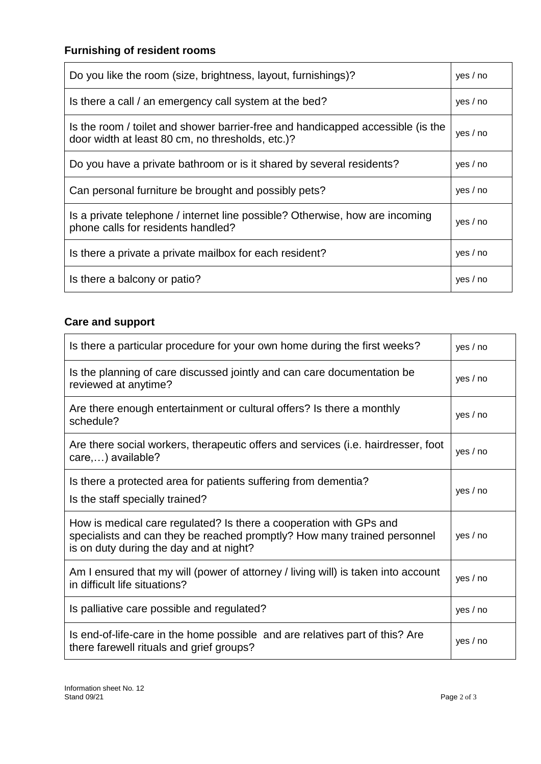### Furnishing of resident rooms

| | |
|---|---|
| Do you like the room (size, brightness, layout, furnishings)? | yes / no |
| Is there a call / an emergency call system at the bed? | yes / no |
| Is the room / toilet and shower barrier-free and handicapped accessible (is the door width at least 80 cm, no thresholds, etc.)? | yes / no |
| Do you have a private bathroom or is it shared by several residents? | yes / no |
| Can personal furniture be brought and possibly pets? | yes / no |
| Is a private telephone / internet line possible? Otherwise, how are incoming phone calls for residents handled? | yes / no |
| Is there a private a private mailbox for each resident? | yes / no |
| Is there a balcony or patio? | yes / no |

### Care and support

| | |
|---|---|
| Is there a particular procedure for your own home during the first weeks? | yes / no |
| Is the planning of care discussed jointly and can care documentation be reviewed at anytime? | yes / no |
| Are there enough entertainment or cultural offers? Is there a monthly schedule? | yes / no |
| Are there social workers, therapeutic offers and services (i.e. hairdresser, foot care,…) available? | yes / no |
| Is there a protected area for patients suffering from dementia? Is the staff specially trained? | yes / no |
| How is medical care regulated? Is there a cooperation with GPs and specialists and can they be reached promptly? How many trained personnel is on duty during the day and at night? | yes / no |
| Am I ensured that my will (power of attorney / living will) is taken into account in difficult life situations? | yes / no |
| Is palliative care possible and regulated? | yes / no |
| Is end-of-life-care in the home possible and are relatives part of this? Are there farewell rituals and grief groups? | yes / no |

Information sheet No. 12
Stand 09/21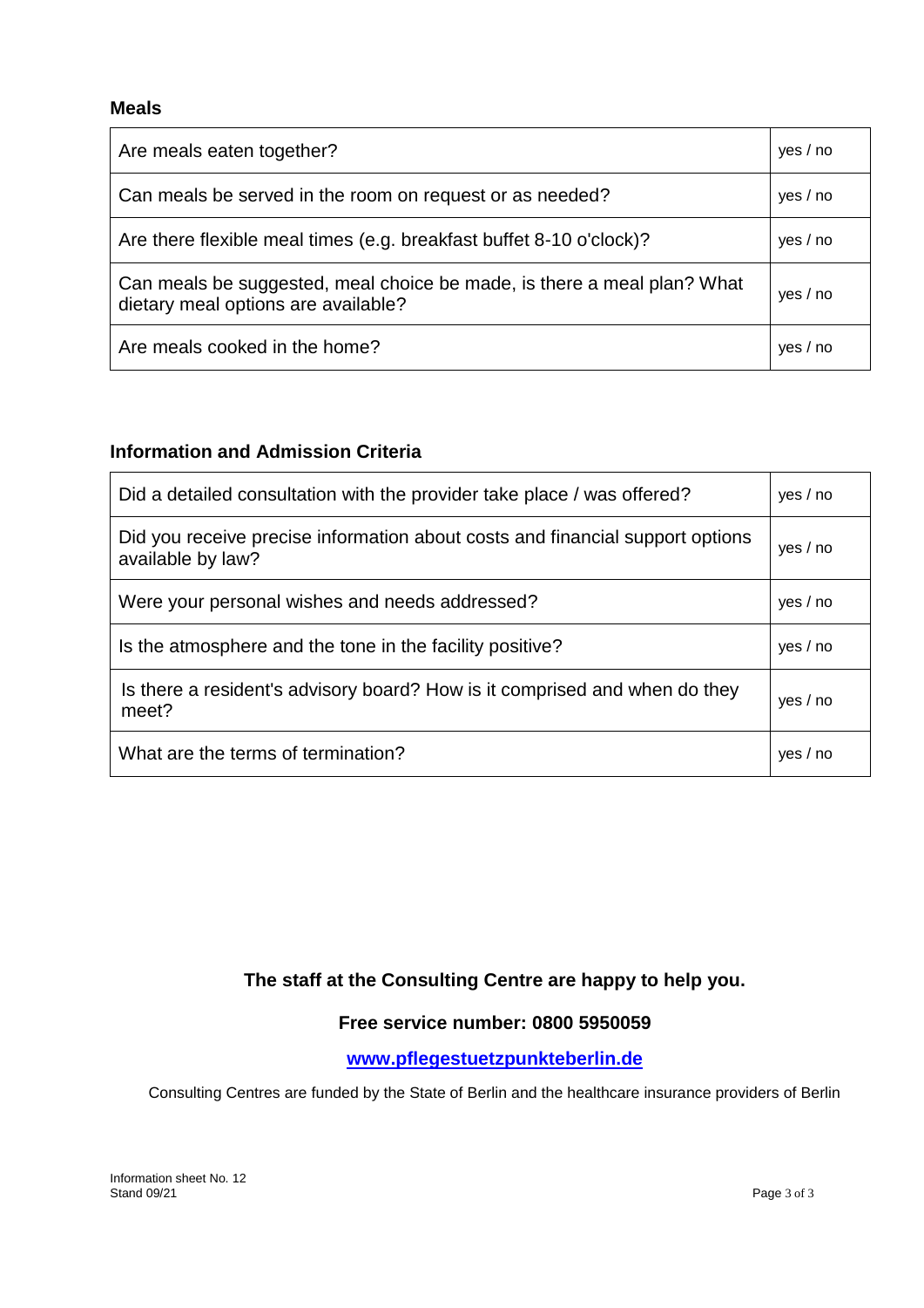### Meals

| | |
|---|---|
| Are meals eaten together? | yes / no |
| Can meals be served in the room on request or as needed? | yes / no |
| Are there flexible meal times (e.g. breakfast buffet 8-10 o'clock)? | yes / no |
| Can meals be suggested, meal choice be made, is there a meal plan? What dietary meal options are available? | yes / no |
| Are meals cooked in the home? | yes / no |

### Information and Admission Criteria

| | |
|---|---|
| Did a detailed consultation with the provider take place / was offered? | yes / no |
| Did you receive precise information about costs and financial support options available by law? | yes / no |
| Were your personal wishes and needs addressed? | yes / no |
| Is the atmosphere and the tone in the facility positive? | yes / no |
| Is there a resident's advisory board? How is it comprised and when do they meet? | yes / no |
| What are the terms of termination? | yes / no |

**The staff at the Consulting Centre are happy to help you.**

**Free service number: 0800 5950059**

**www.pflegestuetzpunkteberlin.de**

Consulting Centres are funded by the State of Berlin and the healthcare insurance providers of Berlin

Information sheet No. 12
Stand 09/21